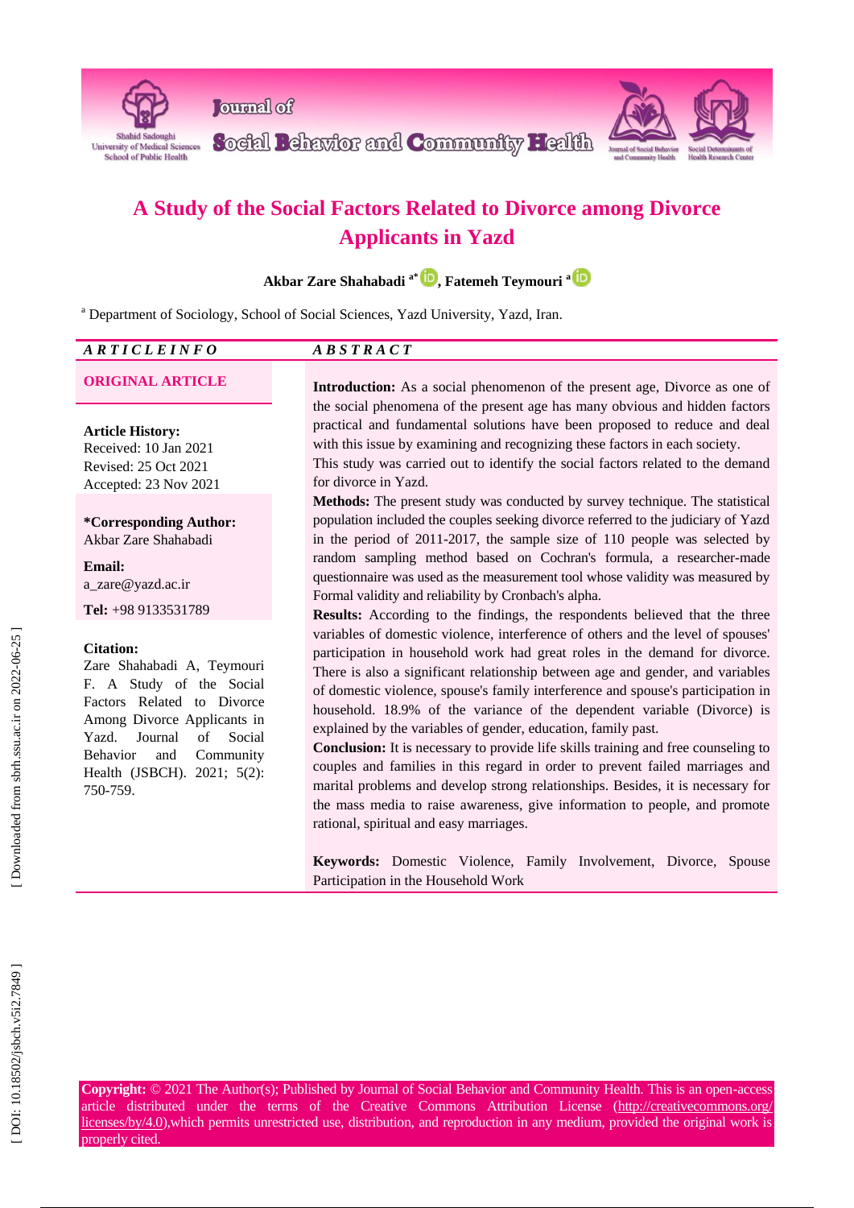# A Study of the Social Factors Related to Divorce among Divorce Applicants in Yazd

**Akbar Zare Shahabadi** [a*], **Fatemeh Teymouri** [a]

[a] Department of Sociology, School of Social Sciences, Yazd University, Yazd, Iran.

***ARTICLE INFO***

**ORIGINAL ARTICLE**

**Article History:**
Received: 10 Jan 2021
Revised: 25 Oct 2021
Accepted: 23 Nov 2021

***Corresponding Author:**
Akbar Zare Shahabadi

**Email:**
a_zare@yazd.ac.ir

**Tel:** +98 9133531789

**Citation:**
Zare Shahabadi A, Teymouri F. A Study of the Social Factors Related to Divorce Among Divorce Applicants in Yazd. Journal of Social Behavior and Community Health (JSBCH). 2021; 5(2): 750-759.

***ABSTRACT***

**Introduction:** As a social phenomenon of the present age, Divorce as one of the social phenomena of the present age has many obvious and hidden factors practical and fundamental solutions have been proposed to reduce and deal with this issue by examining and recognizing these factors in each society. This study was carried out to identify the social factors related to the demand for divorce in Yazd.

**Methods:** The present study was conducted by survey technique. The statistical population included the couples seeking divorce referred to the judiciary of Yazd in the period of 2011-2017, the sample size of 110 people was selected by random sampling method based on Cochran's formula, a researcher-made questionnaire was used as the measurement tool whose validity was measured by Formal validity and reliability by Cronbach's alpha.

**Results:** According to the findings, the respondents believed that the three variables of domestic violence, interference of others and the level of spouses' participation in household work had great roles in the demand for divorce. There is also a significant relationship between age and gender, and variables of domestic violence, spouse's family interference and spouse's participation in household. 18.9% of the variance of the dependent variable (Divorce) is explained by the variables of gender, education, family past.

**Conclusion:** It is necessary to provide life skills training and free counseling to couples and families in this regard in order to prevent failed marriages and marital problems and develop strong relationships. Besides, it is necessary for the mass media to raise awareness, give information to people, and promote rational, spiritual and easy marriages.

**Keywords:** Domestic Violence, Family Involvement, Divorce, Spouse Participation in the Household Work

**Copyright:** © 2021 The Author(s); Published by Journal of Social Behavior and Community Health. This is an open-access article distributed under the terms of the Creative Commons Attribution License (http://creativecommons.org/licenses/by/4.0),which permits unrestricted use, distribution, and reproduction in any medium, provided the original work is properly cited.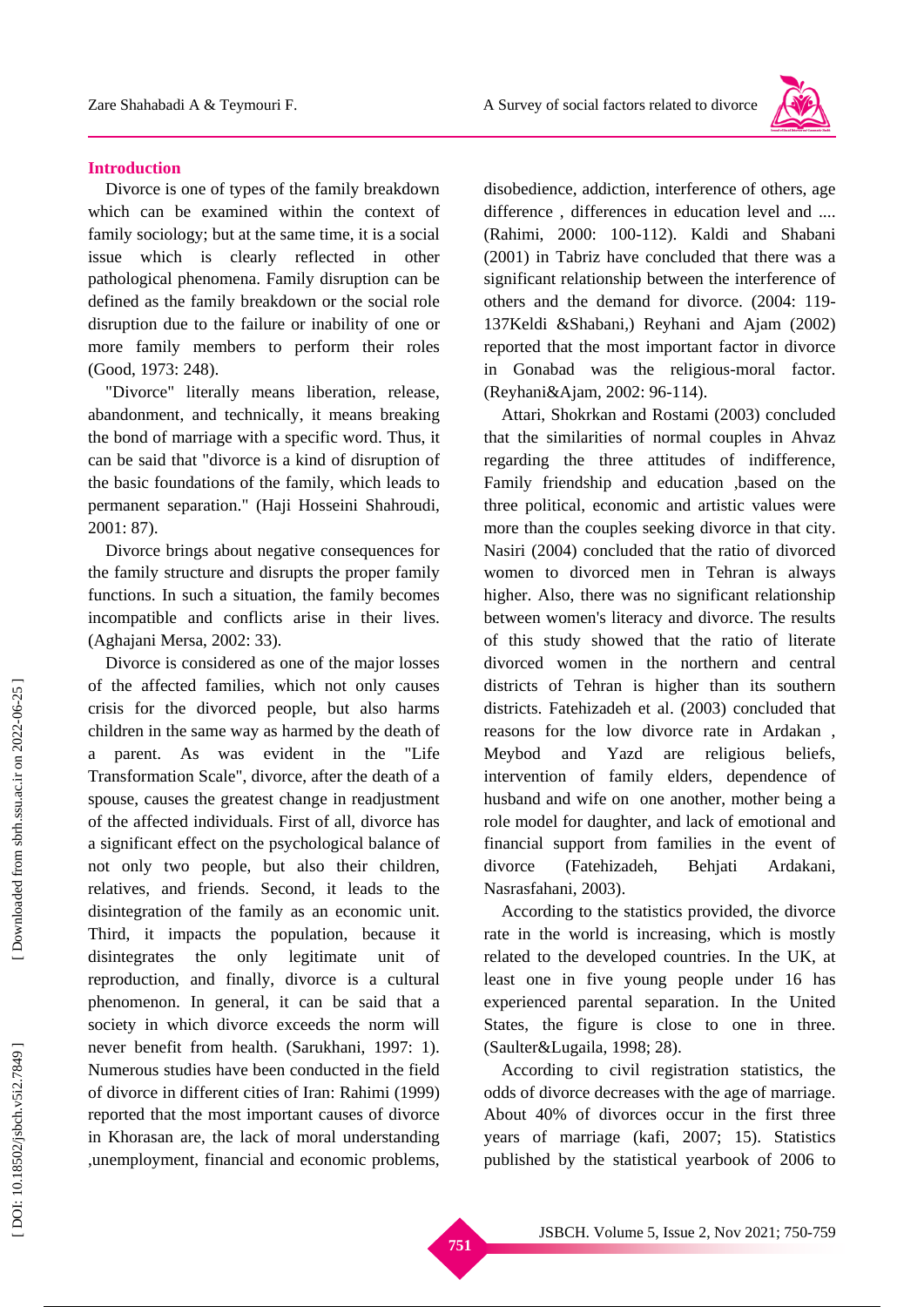## Introduction

Divorce is one of types of the family breakdown which can be examined within the context of family sociology; but at the same time, it is a social issue which is clearly reflected in other pathological phenomena. Family disruption can be defined as the family breakdown or the social role disruption due to the failure or inability of one or more family members to perform their roles (Good, 1973: 248).

"Divorce" literally means liberation, release, abandonment, and technically, it means breaking the bond of marriage with a specific word. Thus, it can be said that "divorce is a kind of disruption of the basic foundations of the family, which leads to permanent separation." (Haji Hosseini Shahroudi, 2001: 87).

Divorce brings about negative consequences for the family structure and disrupts the proper family functions. In such a situation, the family becomes incompatible and conflicts arise in their lives. (Aghajani Mersa, 2002: 33).

Divorce is considered as one of the major losses of the affected families, which not only causes crisis for the divorced people, but also harms children in the same way as harmed by the death of a parent. As was evident in the "Life Transformation Scale", divorce, after the death of a spouse, causes the greatest change in readjustment of the affected individuals. First of all, divorce has a significant effect on the psychological balance of not only two people, but also their children, relatives, and friends. Second, it leads to the disintegration of the family as an economic unit. Third, it impacts the population, because it disintegrates the only legitimate unit of reproduction, and finally, divorce is a cultural phenomenon. In general, it can be said that a society in which divorce exceeds the norm will never benefit from health. (Sarukhani, 1997: 1). Numerous studies have been conducted in the field of divorce in different cities of Iran: Rahimi (1999) reported that the most important causes of divorce in Khorasan are, the lack of moral understanding ,unemployment, financial and economic problems, disobedience, addiction, interference of others, age difference , differences in education level and .... (Rahimi, 2000: 100-112). Kaldi and Shabani (2001) in Tabriz have concluded that there was a significant relationship between the interference of others and the demand for divorce. (2004: 119-137Keldi &Shabani,) Reyhani and Ajam (2002) reported that the most important factor in divorce in Gonabad was the religious-moral factor. (Reyhani&Ajam, 2002: 96-114).

Attari, Shokrkan and Rostami (2003) concluded that the similarities of normal couples in Ahvaz regarding the three attitudes of indifference, Family friendship and education ,based on the three political, economic and artistic values were more than the couples seeking divorce in that city. Nasiri (2004) concluded that the ratio of divorced women to divorced men in Tehran is always higher. Also, there was no significant relationship between women's literacy and divorce. The results of this study showed that the ratio of literate divorced women in the northern and central districts of Tehran is higher than its southern districts. Fatehizadeh et al. (2003) concluded that reasons for the low divorce rate in Ardakan , Meybod and Yazd are religious beliefs, intervention of family elders, dependence of husband and wife on one another, mother being a role model for daughter, and lack of emotional and financial support from families in the event of divorce (Fatehizadeh, Behjati Ardakani, Nasrasfahani, 2003).

According to the statistics provided, the divorce rate in the world is increasing, which is mostly related to the developed countries. In the UK, at least one in five young people under 16 has experienced parental separation. In the United States, the figure is close to one in three. (Saulter&Lugaila, 1998; 28).

According to civil registration statistics, the odds of divorce decreases with the age of marriage. About 40% of divorces occur in the first three years of marriage (kafi, 2007; 15). Statistics published by the statistical yearbook of 2006 to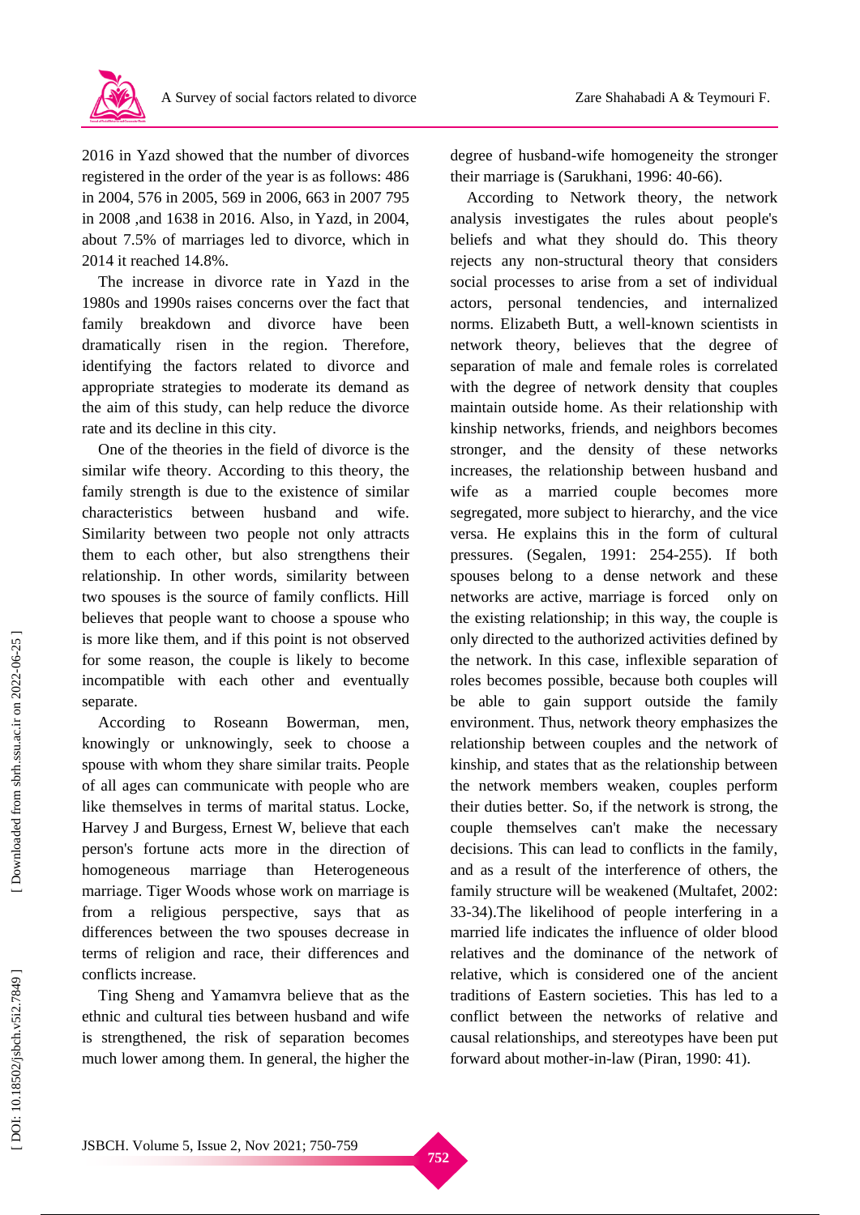2016 in Yazd showed that the number of divorces registered in the order of the year is as follows: 486 in 2004, 576 in 2005, 569 in 2006, 663 in 2007 795 in 2008 ,and 1638 in 2016. Also, in Yazd, in 2004, about 7.5% of marriages led to divorce, which in 2014 it reached 14.8%.

The increase in divorce rate in Yazd in the 1980s and 1990s raises concerns over the fact that family breakdown and divorce have been dramatically risen in the region. Therefore, identifying the factors related to divorce and appropriate strategies to moderate its demand as the aim of this study, can help reduce the divorce rate and its decline in this city.

One of the theories in the field of divorce is the similar wife theory. According to this theory, the family strength is due to the existence of similar characteristics between husband and wife. Similarity between two people not only attracts them to each other, but also strengthens their relationship. In other words, similarity between two spouses is the source of family conflicts. Hill believes that people want to choose a spouse who is more like them, and if this point is not observed for some reason, the couple is likely to become incompatible with each other and eventually separate.

According to Roseann Bowerman, men, knowingly or unknowingly, seek to choose a spouse with whom they share similar traits. People of all ages can communicate with people who are like themselves in terms of marital status. Locke, Harvey J and Burgess, Ernest W, believe that each person's fortune acts more in the direction of homogeneous marriage than Heterogeneous marriage. Tiger Woods whose work on marriage is from a religious perspective, says that as differences between the two spouses decrease in terms of religion and race, their differences and conflicts increase.

Ting Sheng and Yamamvra believe that as the ethnic and cultural ties between husband and wife is strengthened, the risk of separation becomes much lower among them. In general, the higher the degree of husband-wife homogeneity the stronger their marriage is (Sarukhani, 1996: 40-66).

According to Network theory, the network analysis investigates the rules about people's beliefs and what they should do. This theory rejects any non-structural theory that considers social processes to arise from a set of individual actors, personal tendencies, and internalized norms. Elizabeth Butt, a well-known scientists in network theory, believes that the degree of separation of male and female roles is correlated with the degree of network density that couples maintain outside home. As their relationship with kinship networks, friends, and neighbors becomes stronger, and the density of these networks increases, the relationship between husband and wife as a married couple becomes more segregated, more subject to hierarchy, and the vice versa. He explains this in the form of cultural pressures. (Segalen, 1991: 254-255). If both spouses belong to a dense network and these networks are active, marriage is forced only on the existing relationship; in this way, the couple is only directed to the authorized activities defined by the network. In this case, inflexible separation of roles becomes possible, because both couples will be able to gain support outside the family environment. Thus, network theory emphasizes the relationship between couples and the network of kinship, and states that as the relationship between the network members weaken, couples perform their duties better. So, if the network is strong, the couple themselves can't make the necessary decisions. This can lead to conflicts in the family, and as a result of the interference of others, the family structure will be weakened (Multafet, 2002: 33-34).The likelihood of people interfering in a married life indicates the influence of older blood relatives and the dominance of the network of relative, which is considered one of the ancient traditions of Eastern societies. This has led to a conflict between the networks of relative and causal relationships, and stereotypes have been put forward about mother-in-law (Piran, 1990: 41).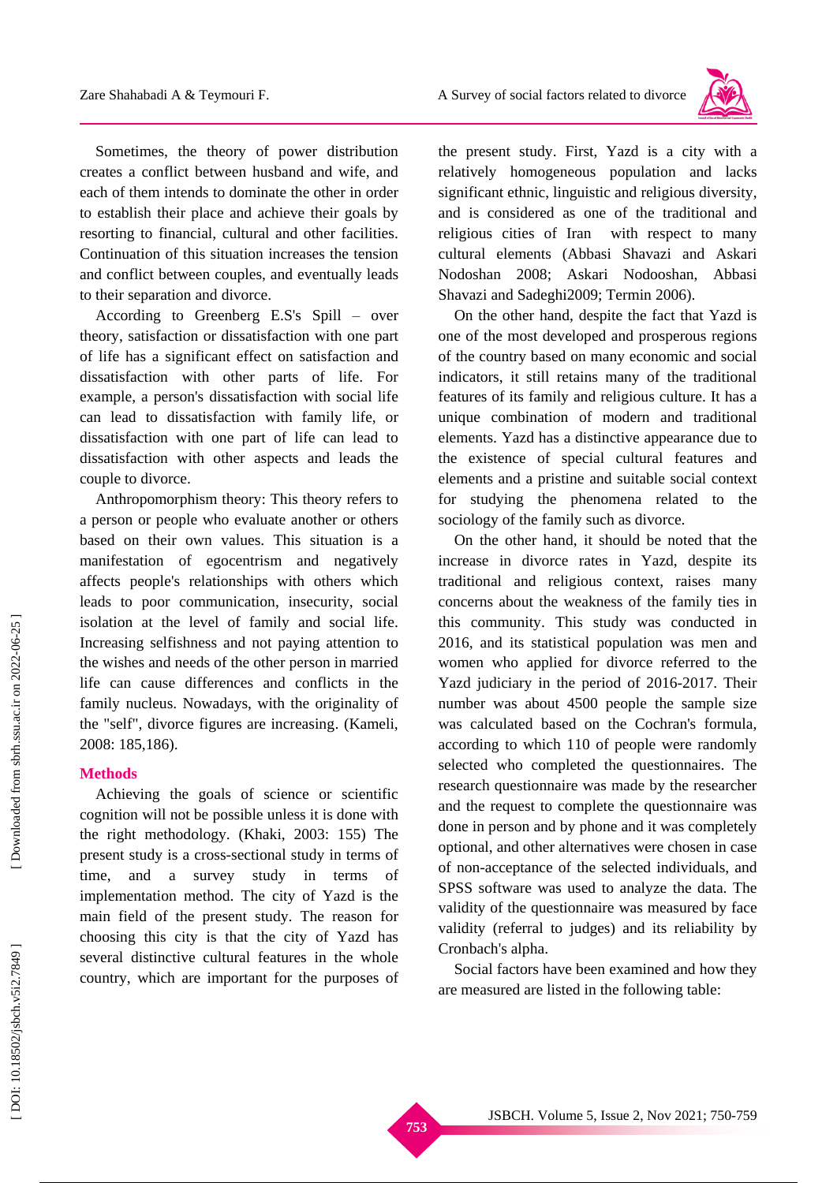Sometimes, the theory of power distribution creates a conflict between husband and wife, and each of them intends to dominate the other in order to establish their place and achieve their goals by resorting to financial, cultural and other facilities. Continuation of this situation increases the tension and conflict between couples, and eventually leads to their separation and divorce.

According to Greenberg E.S's Spill – over theory, satisfaction or dissatisfaction with one part of life has a significant effect on satisfaction and dissatisfaction with other parts of life. For example, a person's dissatisfaction with social life can lead to dissatisfaction with family life, or dissatisfaction with one part of life can lead to dissatisfaction with other aspects and leads the couple to divorce.

Anthropomorphism theory: This theory refers to a person or people who evaluate another or others based on their own values. This situation is a manifestation of egocentrism and negatively affects people's relationships with others which leads to poor communication, insecurity, social isolation at the level of family and social life. Increasing selfishness and not paying attention to the wishes and needs of the other person in married life can cause differences and conflicts in the family nucleus. Nowadays, with the originality of the "self", divorce figures are increasing. (Kameli, 2008: 185,186).

## Methods

Achieving the goals of science or scientific cognition will not be possible unless it is done with the right methodology. (Khaki, 2003: 155) The present study is a cross-sectional study in terms of time, and a survey study in terms of implementation method. The city of Yazd is the main field of the present study. The reason for choosing this city is that the city of Yazd has several distinctive cultural features in the whole country, which are important for the purposes of the present study. First, Yazd is a city with a relatively homogeneous population and lacks significant ethnic, linguistic and religious diversity, and is considered as one of the traditional and religious cities of Iran with respect to many cultural elements (Abbasi Shavazi and Askari Nodoshan 2008; Askari Nodooshan, Abbasi Shavazi and Sadeghi2009; Termin 2006).

On the other hand, despite the fact that Yazd is one of the most developed and prosperous regions of the country based on many economic and social indicators, it still retains many of the traditional features of its family and religious culture. It has a unique combination of modern and traditional elements. Yazd has a distinctive appearance due to the existence of special cultural features and elements and a pristine and suitable social context for studying the phenomena related to the sociology of the family such as divorce.

On the other hand, it should be noted that the increase in divorce rates in Yazd, despite its traditional and religious context, raises many concerns about the weakness of the family ties in this community. This study was conducted in 2016, and its statistical population was men and women who applied for divorce referred to the Yazd judiciary in the period of 2016-2017. Their number was about 4500 people the sample size was calculated based on the Cochran's formula, according to which 110 of people were randomly selected who completed the questionnaires. The research questionnaire was made by the researcher and the request to complete the questionnaire was done in person and by phone and it was completely optional, and other alternatives were chosen in case of non-acceptance of the selected individuals, and SPSS software was used to analyze the data. The validity of the questionnaire was measured by face validity (referral to judges) and its reliability by Cronbach's alpha.

Social factors have been examined and how they are measured are listed in the following table: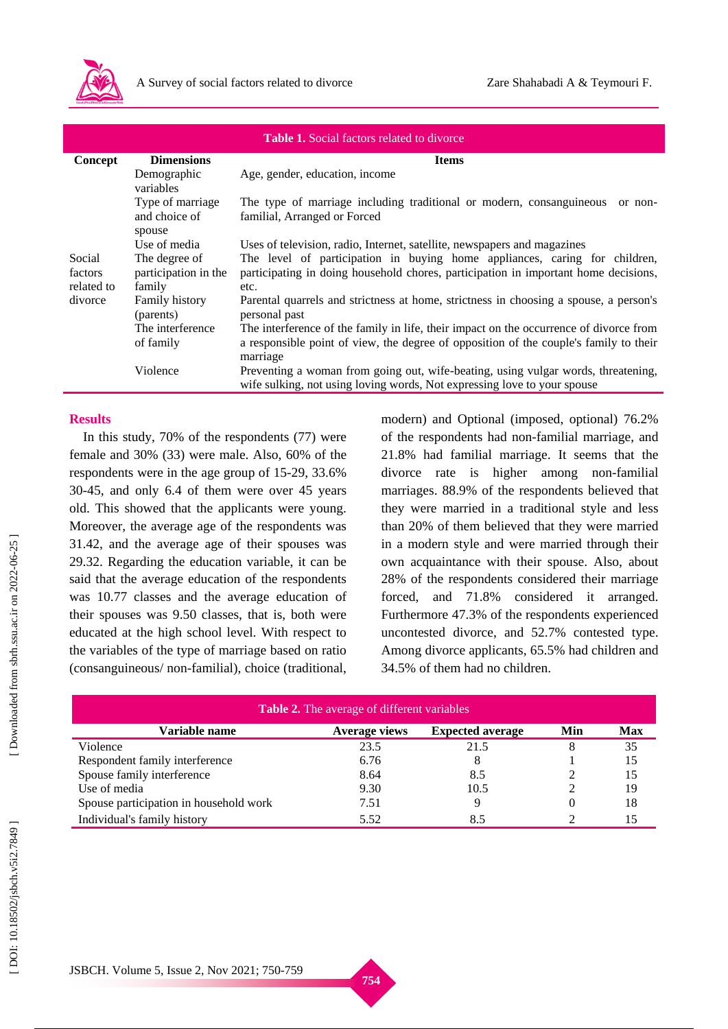**Table 1.** Social factors related to divorce

| Concept | Dimensions | Items |
|---|---|---|
| Social factors related to divorce | Demographic variables | Age, gender, education, income |
| | Type of marriage and choice of spouse | The type of marriage including traditional or modern, consanguineous or non-familial, Arranged or Forced |
| | Use of media | Uses of television, radio, Internet, satellite, newspapers and magazines |
| | The degree of participation in the family | The level of participation in buying home appliances, caring for children, participating in doing household chores, participation in important home decisions, etc. |
| | Family history (parents) | Parental quarrels and strictness at home, strictness in choosing a spouse, a person's personal past |
| | The interference of family | The interference of the family in life, their impact on the occurrence of divorce from a responsible point of view, the degree of opposition of the couple's family to their marriage |
| | Violence | Preventing a woman from going out, wife-beating, using vulgar words, threatening, wife sulking, not using loving words, Not expressing love to your spouse |

## Results

In this study, 70% of the respondents (77) were female and 30% (33) were male. Also, 60% of the respondents were in the age group of 15-29, 33.6% 30-45, and only 6.4 of them were over 45 years old. This showed that the applicants were young. Moreover, the average age of the respondents was 31.42, and the average age of their spouses was 29.32. Regarding the education variable, it can be said that the average education of the respondents was 10.77 classes and the average education of their spouses was 9.50 classes, that is, both were educated at the high school level. With respect to the variables of the type of marriage based on ratio (consanguineous/ non-familial), choice (traditional, modern) and Optional (imposed, optional) 76.2% of the respondents had non-familial marriage, and 21.8% had familial marriage. It seems that the divorce rate is higher among non-familial marriages. 88.9% of the respondents believed that they were married in a traditional style and less than 20% of them believed that they were married in a modern style and were married through their own acquaintance with their spouse. Also, about 28% of the respondents considered their marriage forced, and 71.8% considered it arranged. Furthermore 47.3% of the respondents experienced uncontested divorce, and 52.7% contested type. Among divorce applicants, 65.5% had children and 34.5% of them had no children.

**Table 2.** The average of different variables

| Variable name | Average views | Expected average | Min | Max |
|---|---|---|---|---|
| Violence | 23.5 | 21.5 | 8 | 35 |
| Respondent family interference | 6.76 | 8 | 1 | 15 |
| Spouse family interference | 8.64 | 8.5 | 2 | 15 |
| Use of media | 9.30 | 10.5 | 2 | 19 |
| Spouse participation in household work | 7.51 | 9 | 0 | 18 |
| Individual's family history | 5.52 | 8.5 | 2 | 15 |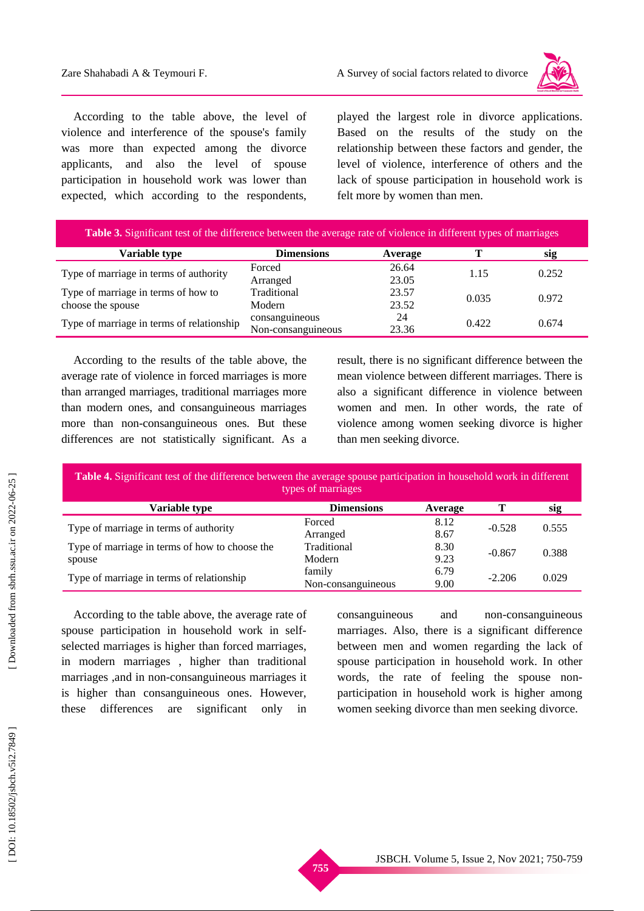According to the table above, the level of violence and interference of the spouse's family was more than expected among the divorce applicants, and also the level of spouse participation in household work was lower than expected, which according to the respondents, played the largest role in divorce applications. Based on the results of the study on the relationship between these factors and gender, the level of violence, interference of others and the lack of spouse participation in household work is felt more by women than men.

**Table 3.** Significant test of the difference between the average rate of violence in different types of marriages

| Variable type | Dimensions | Average | T | sig |
|---|---|---|---|---|
| Type of marriage in terms of authority | Forced | 26.64 | 1.15 | 0.252 |
| | Arranged | 23.05 | | |
| Type of marriage in terms of how to choose the spouse | Traditional | 23.57 | 0.035 | 0.972 |
| | Modern | 23.52 | | |
| Type of marriage in terms of relationship | consanguineous | 24 | 0.422 | 0.674 |
| | Non-consanguineous | 23.36 | | |

According to the results of the table above, the average rate of violence in forced marriages is more than arranged marriages, traditional marriages more than modern ones, and consanguineous marriages more than non-consanguineous ones. But these differences are not statistically significant. As a result, there is no significant difference between the mean violence between different marriages. There is also a significant difference in violence between women and men. In other words, the rate of violence among women seeking divorce is higher than men seeking divorce.

**Table 4.** Significant test of the difference between the average spouse participation in household work in different types of marriages

| Variable type | Dimensions | Average | T | sig |
|---|---|---|---|---|
| Type of marriage in terms of authority | Forced | 8.12 | -0.528 | 0.555 |
| | Arranged | 8.67 | | |
| Type of marriage in terms of how to choose the spouse | Traditional | 8.30 | -0.867 | 0.388 |
| | Modern | 9.23 | | |
| Type of marriage in terms of relationship | family | 6.79 | -2.206 | 0.029 |
| | Non-consanguineous | 9.00 | | |

According to the table above, the average rate of spouse participation in household work in self-selected marriages is higher than forced marriages, in modern marriages , higher than traditional marriages ,and in non-consanguineous marriages it is higher than consanguineous ones. However, these differences are significant only in consanguineous and non-consanguineous marriages. Also, there is a significant difference between men and women regarding the lack of spouse participation in household work. In other words, the rate of feeling the spouse non-participation in household work is higher among women seeking divorce than men seeking divorce.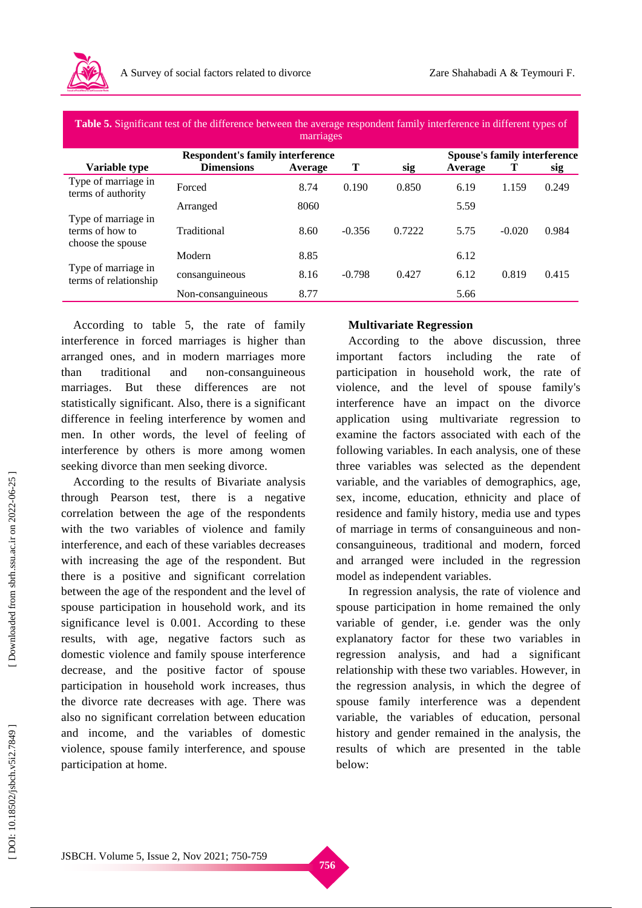**Table 5.** Significant test of the difference between the average respondent family interference in different types of marriages

| Variable type | Respondent's family interference | | | | Spouse's family interference | | |
|---|---|---|---|---|---|---|---|
| | Dimensions | Average | T | sig | Average | T | sig |
| Type of marriage in terms of authority | Forced | 8.74 | 0.190 | 0.850 | 6.19 | 1.159 | 0.249 |
| | Arranged | 8060 | | | 5.59 | | |
| Type of marriage in terms of how to choose the spouse | Traditional | 8.60 | -0.356 | 0.7222 | 5.75 | -0.020 | 0.984 |
| | Modern | 8.85 | | | 6.12 | | |
| Type of marriage in terms of relationship | consanguineous | 8.16 | -0.798 | 0.427 | 6.12 | 0.819 | 0.415 |
| | Non-consanguineous | 8.77 | | | 5.66 | | |

According to table 5, the rate of family interference in forced marriages is higher than arranged ones, and in modern marriages more than traditional and non-consanguineous marriages. But these differences are not statistically significant. Also, there is a significant difference in feeling interference by women and men. In other words, the level of feeling of interference by others is more among women seeking divorce than men seeking divorce.

According to the results of Bivariate analysis through Pearson test, there is a negative correlation between the age of the respondents with the two variables of violence and family interference, and each of these variables decreases with increasing the age of the respondent. But there is a positive and significant correlation between the age of the respondent and the level of spouse participation in household work, and its significance level is 0.001. According to these results, with age, negative factors such as domestic violence and family spouse interference decrease, and the positive factor of spouse participation in household work increases, thus the divorce rate decreases with age. There was also no significant correlation between education and income, and the variables of domestic violence, spouse family interference, and spouse participation at home.

### Multivariate Regression

According to the above discussion, three important factors including the rate of participation in household work, the rate of violence, and the level of spouse family's interference have an impact on the divorce application using multivariate regression to examine the factors associated with each of the following variables. In each analysis, one of these three variables was selected as the dependent variable, and the variables of demographics, age, sex, income, education, ethnicity and place of residence and family history, media use and types of marriage in terms of consanguineous and non-consanguineous, traditional and modern, forced and arranged were included in the regression model as independent variables.

In regression analysis, the rate of violence and spouse participation in home remained the only variable of gender, i.e. gender was the only explanatory factor for these two variables in regression analysis, and had a significant relationship with these two variables. However, in the regression analysis, in which the degree of spouse family interference was a dependent variable, the variables of education, personal history and gender remained in the analysis, the results of which are presented in the table below: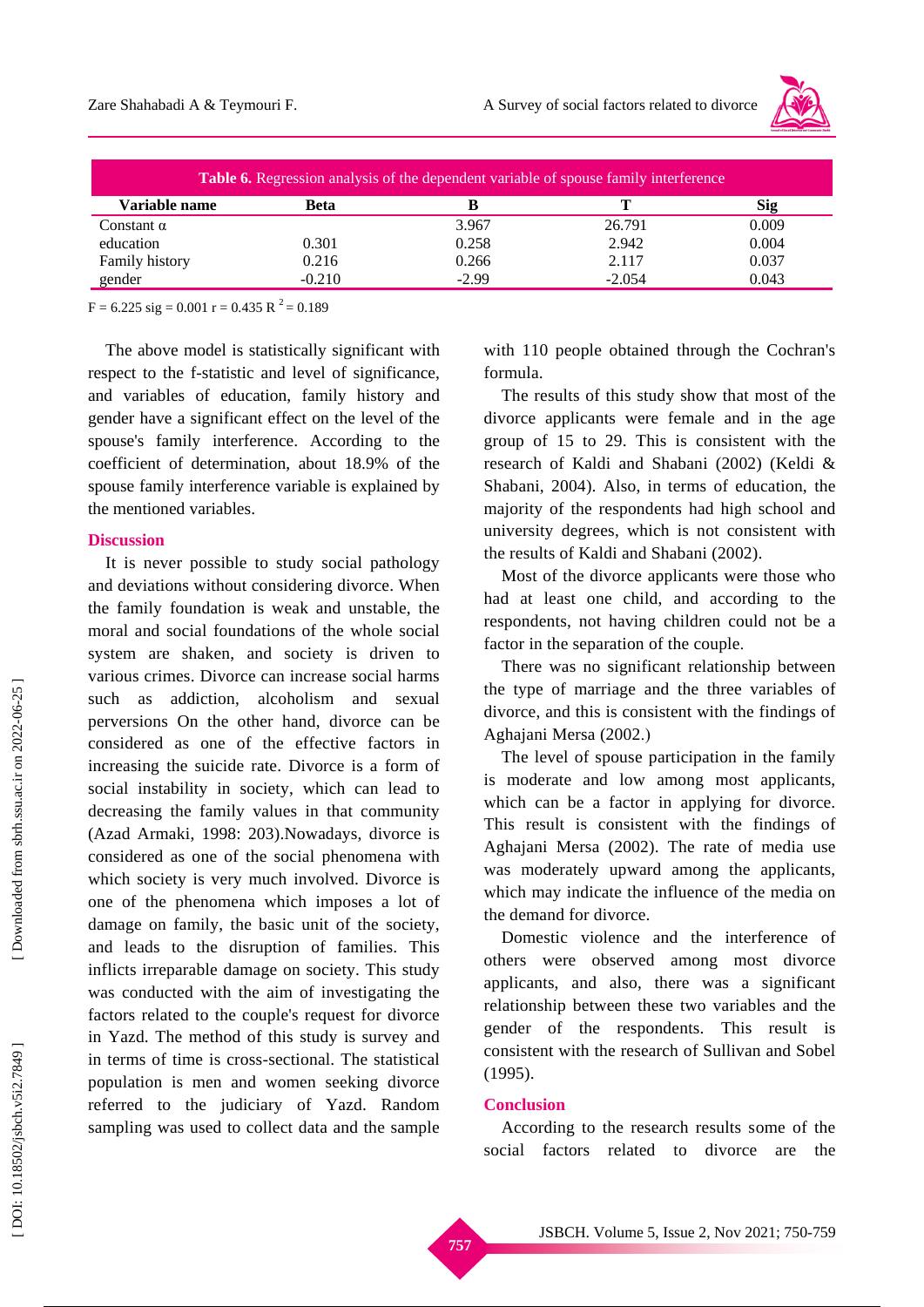**Table 6.** Regression analysis of the dependent variable of spouse family interference

| Variable name | Beta | B | T | Sig |
|---|---|---|---|---|
| Constant α | | 3.967 | 26.791 | 0.009 |
| education | 0.301 | 0.258 | 2.942 | 0.004 |
| Family history | 0.216 | 0.266 | 2.117 | 0.037 |
| gender | -0.210 | -2.99 | -2.054 | 0.043 |

$F = 6.225$ sig = 0.001 $r = 0.435$ $R^2 = 0.189$

The above model is statistically significant with respect to the f-statistic and level of significance, and variables of education, family history and gender have a significant effect on the level of the spouse's family interference. According to the coefficient of determination, about 18.9% of the spouse family interference variable is explained by the mentioned variables.

## Discussion

It is never possible to study social pathology and deviations without considering divorce. When the family foundation is weak and unstable, the moral and social foundations of the whole social system are shaken, and society is driven to various crimes. Divorce can increase social harms such as addiction, alcoholism and sexual perversions On the other hand, divorce can be considered as one of the effective factors in increasing the suicide rate. Divorce is a form of social instability in society, which can lead to decreasing the family values in that community (Azad Armaki, 1998: 203).Nowadays, divorce is considered as one of the social phenomena with which society is very much involved. Divorce is one of the phenomena which imposes a lot of damage on family, the basic unit of the society, and leads to the disruption of families. This inflicts irreparable damage on society. This study was conducted with the aim of investigating the factors related to the couple's request for divorce in Yazd. The method of this study is survey and in terms of time is cross-sectional. The statistical population is men and women seeking divorce referred to the judiciary of Yazd. Random sampling was used to collect data and the sample with 110 people obtained through the Cochran's formula.

The results of this study show that most of the divorce applicants were female and in the age group of 15 to 29. This is consistent with the research of Kaldi and Shabani (2002) (Keldi & Shabani, 2004). Also, in terms of education, the majority of the respondents had high school and university degrees, which is not consistent with the results of Kaldi and Shabani (2002).

Most of the divorce applicants were those who had at least one child, and according to the respondents, not having children could not be a factor in the separation of the couple.

There was no significant relationship between the type of marriage and the three variables of divorce, and this is consistent with the findings of Aghajani Mersa (2002.)

The level of spouse participation in the family is moderate and low among most applicants, which can be a factor in applying for divorce. This result is consistent with the findings of Aghajani Mersa (2002). The rate of media use was moderately upward among the applicants, which may indicate the influence of the media on the demand for divorce.

Domestic violence and the interference of others were observed among most divorce applicants, and also, there was a significant relationship between these two variables and the gender of the respondents. This result is consistent with the research of Sullivan and Sobel (1995).

## Conclusion

According to the research results some of the social factors related to divorce are the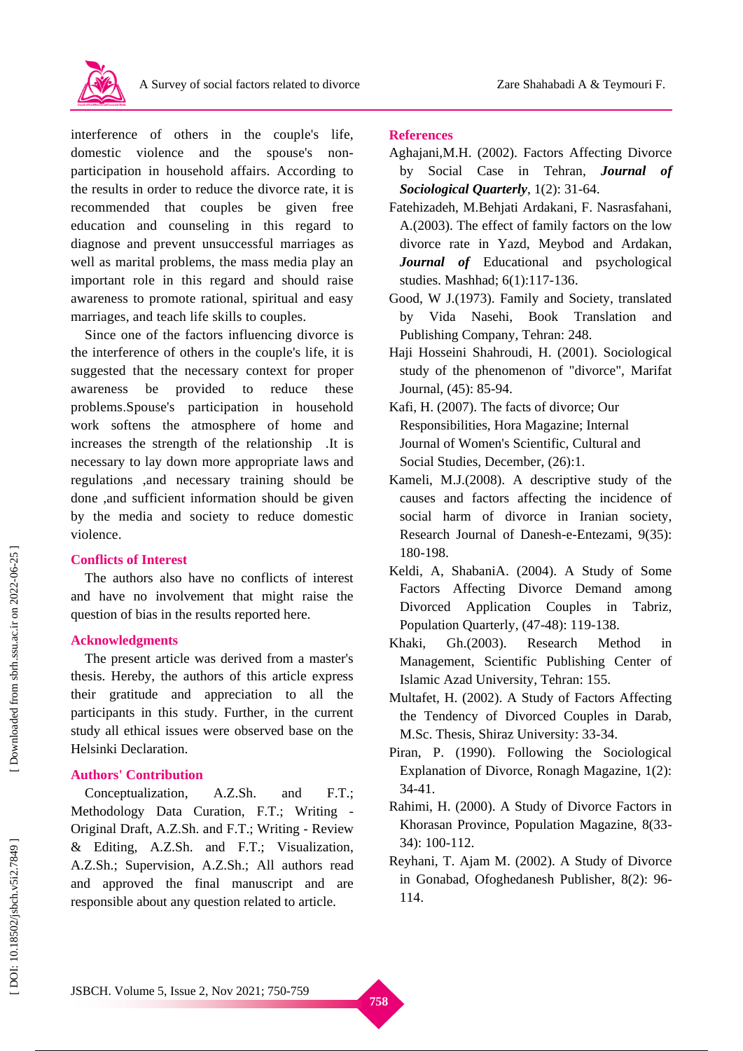interference of others in the couple's life, domestic violence and the spouse's non-participation in household affairs. According to the results in order to reduce the divorce rate, it is recommended that couples be given free education and counseling in this regard to diagnose and prevent unsuccessful marriages as well as marital problems, the mass media play an important role in this regard and should raise awareness to promote rational, spiritual and easy marriages, and teach life skills to couples.

Since one of the factors influencing divorce is the interference of others in the couple's life, it is suggested that the necessary context for proper awareness be provided to reduce these problems.Spouse's participation in household work softens the atmosphere of home and increases the strength of the relationship .It is necessary to lay down more appropriate laws and regulations ,and necessary training should be done ,and sufficient information should be given by the media and society to reduce domestic violence.

## Conflicts of Interest

The authors also have no conflicts of interest and have no involvement that might raise the question of bias in the results reported here.

## Acknowledgments

The present article was derived from a master's thesis. Hereby, the authors of this article express their gratitude and appreciation to all the participants in this study. Further, in the current study all ethical issues were observed base on the Helsinki Declaration.

## Authors' Contribution

Conceptualization, A.Z.Sh. and F.T.; Methodology Data Curation, F.T.; Writing - Original Draft, A.Z.Sh. and F.T.; Writing - Review & Editing, A.Z.Sh. and F.T.; Visualization, A.Z.Sh.; Supervision, A.Z.Sh.; All authors read and approved the final manuscript and are responsible about any question related to article.

## References

Aghajani,M.H. (2002). Factors Affecting Divorce by Social Case in Tehran, ***Journal of Sociological Quarterly***, 1(2): 31-64.

Fatehizadeh, M.Behjati Ardakani, F. Nasrasfahani, A.(2003). The effect of family factors on the low divorce rate in Yazd, Meybod and Ardakan, ***Journal of*** Educational and psychological studies. Mashhad; 6(1):117-136.

Good, W J.(1973). Family and Society, translated by Vida Nasehi, Book Translation and Publishing Company, Tehran: 248.

Haji Hosseini Shahroudi, H. (2001). Sociological study of the phenomenon of "divorce", Marifat Journal, (45): 85-94.

Kafi, H. (2007). The facts of divorce; Our Responsibilities, Hora Magazine; Internal Journal of Women's Scientific, Cultural and Social Studies, December, (26):1.

Kameli, M.J.(2008). A descriptive study of the causes and factors affecting the incidence of social harm of divorce in Iranian society, Research Journal of Danesh-e-Entezami, 9(35): 180-198.

Keldi, A, ShabaniA. (2004). A Study of Some Factors Affecting Divorce Demand among Divorced Application Couples in Tabriz, Population Quarterly, (47-48): 119-138.

Khaki, Gh.(2003). Research Method in Management, Scientific Publishing Center of Islamic Azad University, Tehran: 155.

Multafet, H. (2002). A Study of Factors Affecting the Tendency of Divorced Couples in Darab, M.Sc. Thesis, Shiraz University: 33-34.

Piran, P. (1990). Following the Sociological Explanation of Divorce, Ronagh Magazine, 1(2): 34-41.

Rahimi, H. (2000). A Study of Divorce Factors in Khorasan Province, Population Magazine, 8(33-34): 100-112.

Reyhani, T. Ajam M. (2002). A Study of Divorce in Gonabad, Ofoghedanesh Publisher, 8(2): 96-114.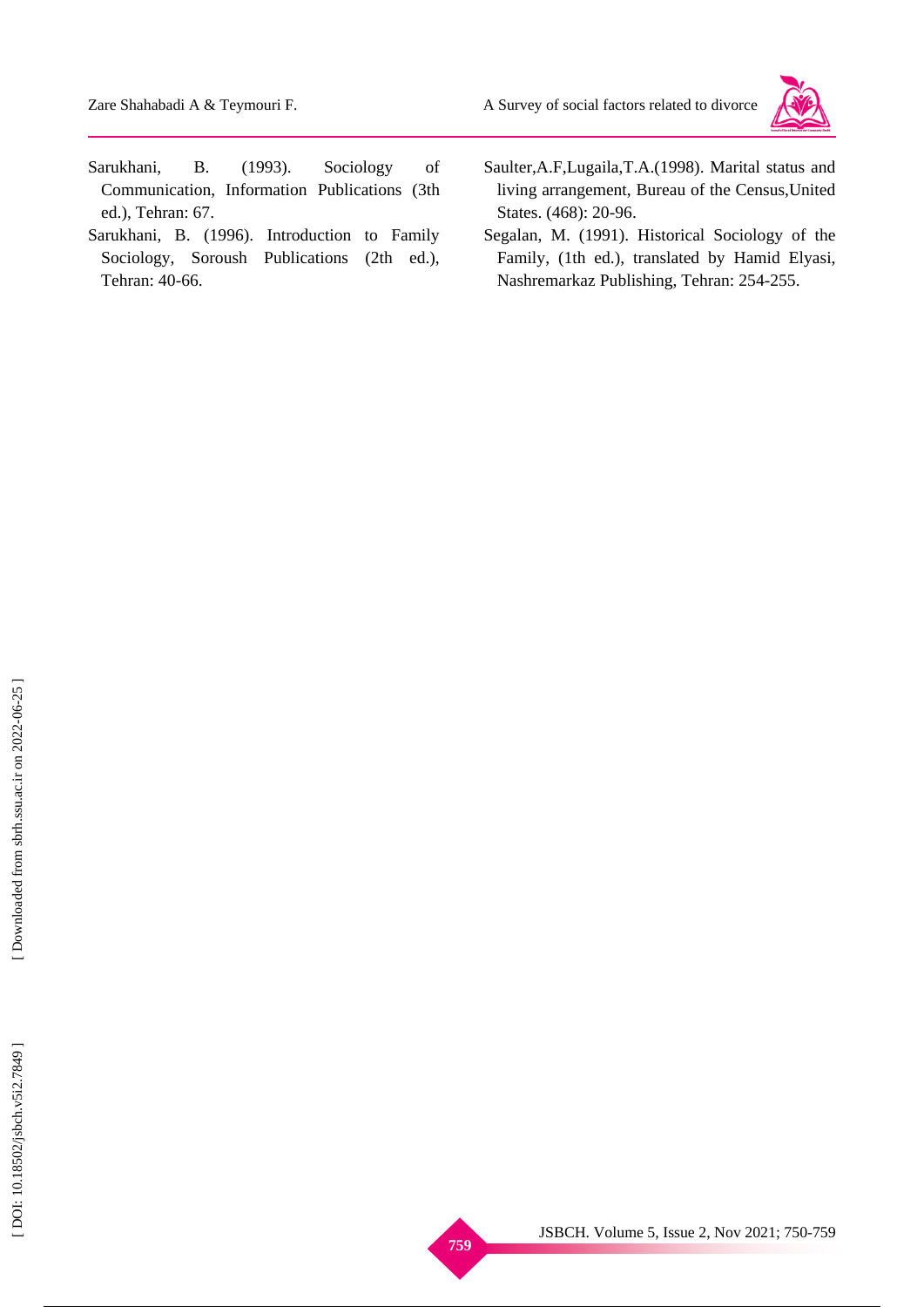Sarukhani, B. (1993). Sociology of Communication, Information Publications (3th ed.), Tehran: 67.

Sarukhani, B. (1996). Introduction to Family Sociology, Soroush Publications (2th ed.), Tehran: 40-66.

Saulter,A.F,Lugaila,T.A.(1998). Marital status and living arrangement, Bureau of the Census,United States. (468): 20-96.

Segalan, M. (1991). Historical Sociology of the Family, (1th ed.), translated by Hamid Elyasi, Nashremarkaz Publishing, Tehran: 254-255.